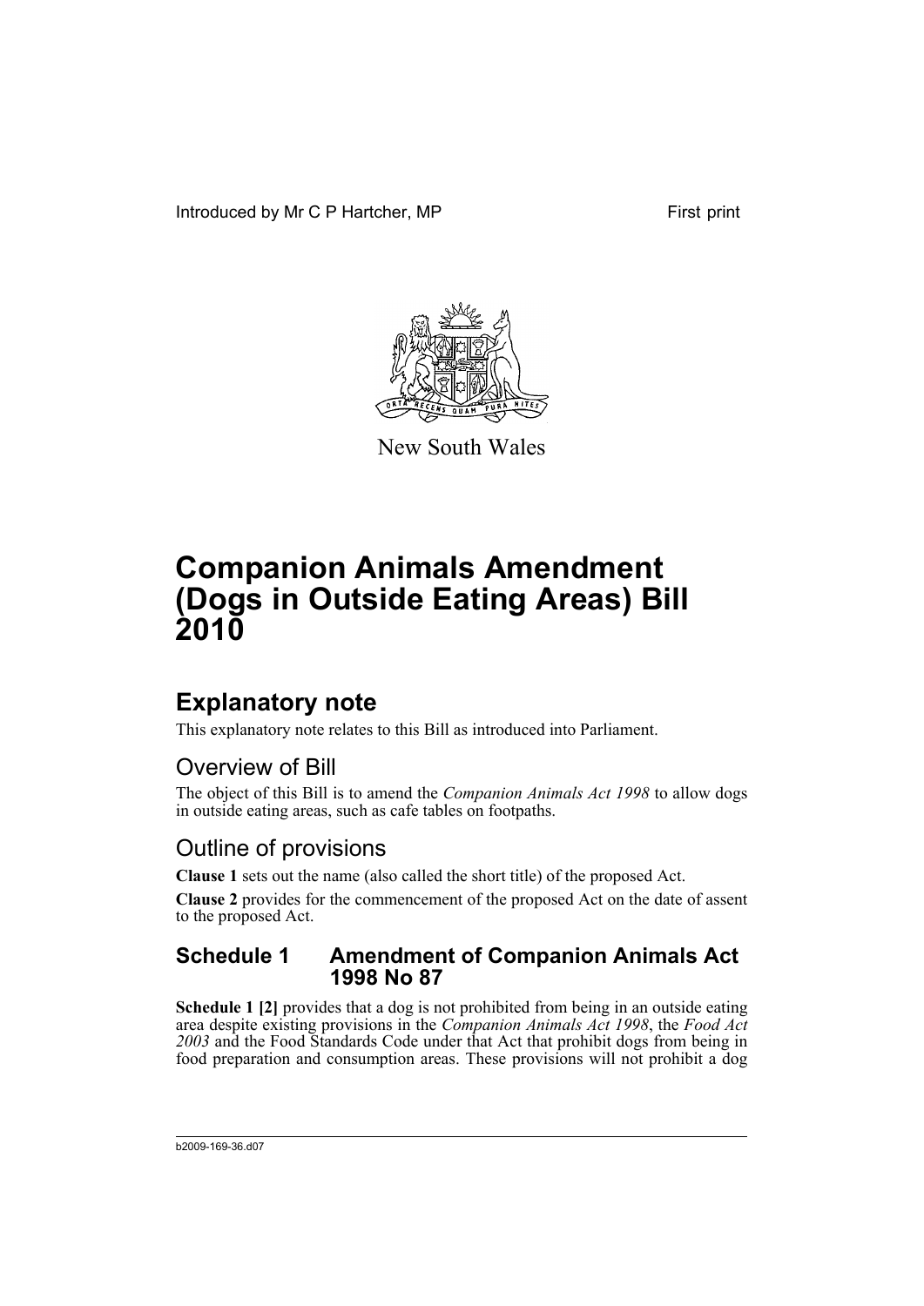Introduced by Mr C P Hartcher, MP

First print

New South Wales

# Companion Animals Amendment (Dogs in Outside Eating Areas) Bill 2010

## Explanatory note

This explanatory note relates to this Bill as introduced into Parliament.

### Overview of Bill

The object of this Bill is to amend the *Companion Animals Act 1998* to allow dogs in outside eating areas, such as cafe tables on footpaths.

### Outline of provisions

**Clause 1** sets out the name (also called the short title) of the proposed Act.

**Clause 2** provides for the commencement of the proposed Act on the date of assent to the proposed Act.

### Schedule 1 Amendment of Companion Animals Act 1998 No 87

**Schedule 1 [2]** provides that a dog is not prohibited from being in an outside eating area despite existing provisions in the *Companion Animals Act 1998*, the *Food Act 2003* and the Food Standards Code under that Act that prohibit dogs from being in food preparation and consumption areas. These provisions will not prohibit a dog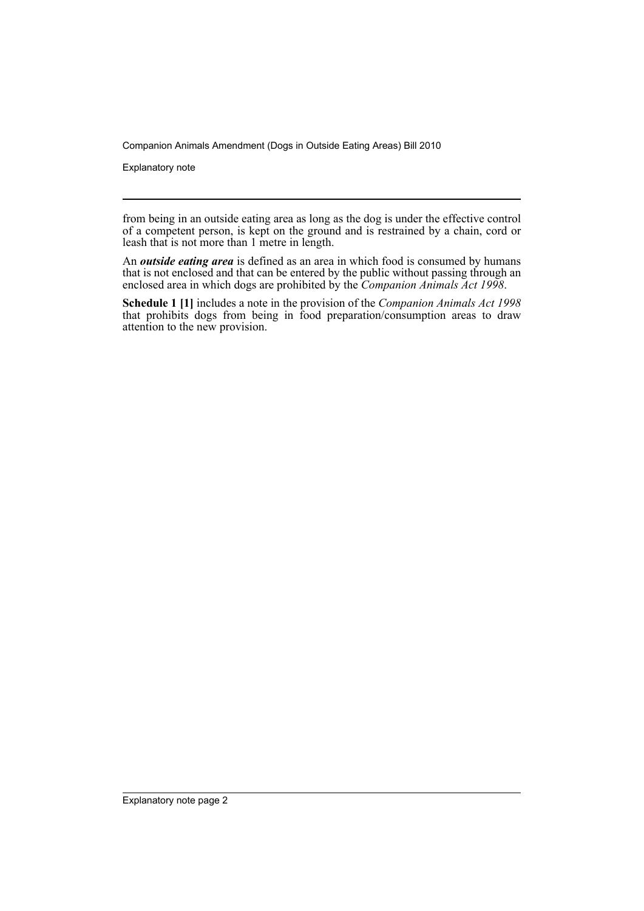from being in an outside eating area as long as the dog is under the effective control of a competent person, is kept on the ground and is restrained by a chain, cord or leash that is not more than 1 metre in length.

An ***outside eating area*** is defined as an area in which food is consumed by humans that is not enclosed and that can be entered by the public without passing through an enclosed area in which dogs are prohibited by the *Companion Animals Act 1998*.

**Schedule 1 [1]** includes a note in the provision of the *Companion Animals Act 1998* that prohibits dogs from being in food preparation/consumption areas to draw attention to the new provision.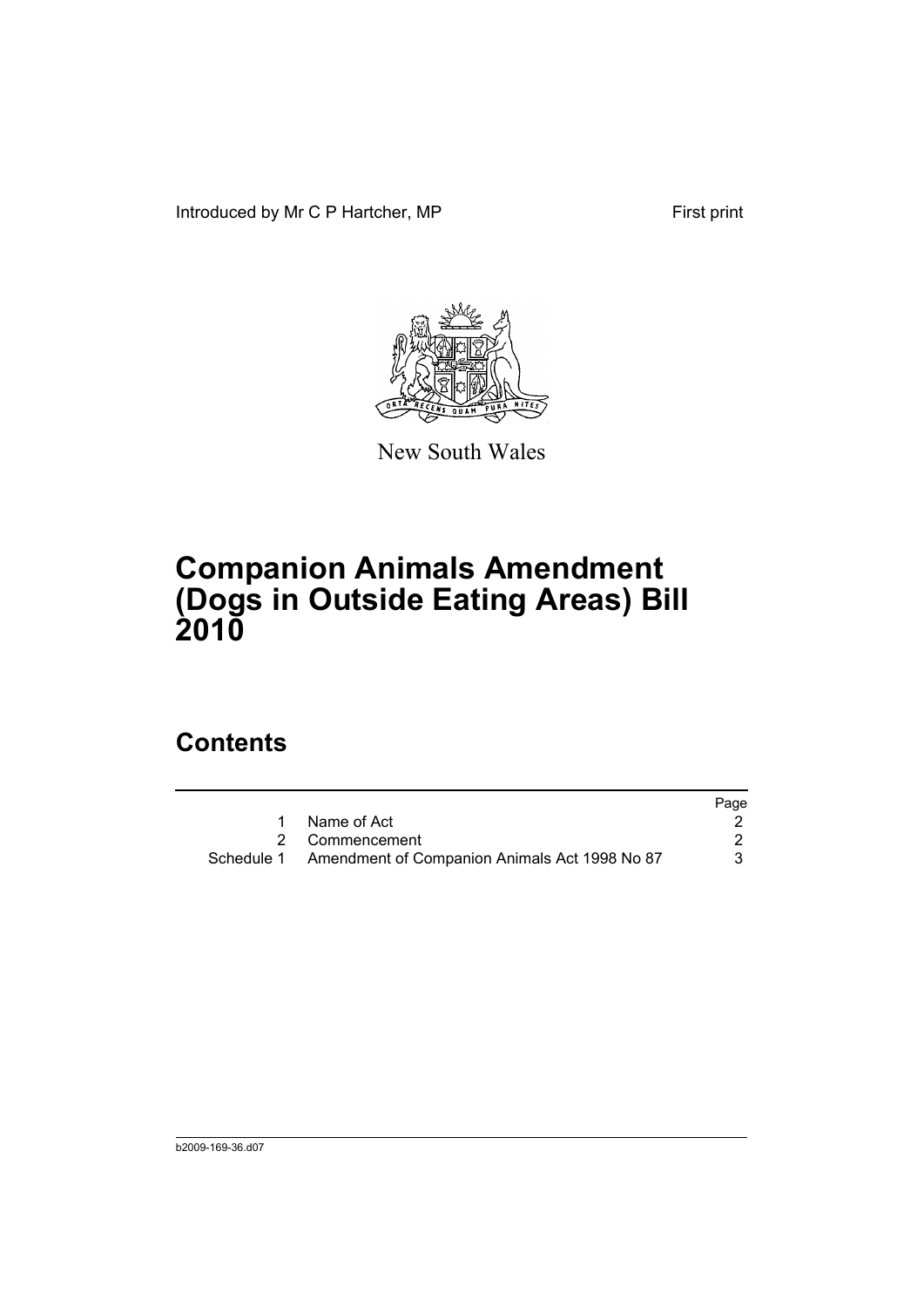Introduced by Mr C P Hartcher, MP First print

New South Wales

# Companion Animals Amendment (Dogs in Outside Eating Areas) Bill 2010

## Contents

| | | Page |
|---|---|---|
| 1 | Name of Act | 2 |
| 2 | Commencement | 2 |
| Schedule 1 | Amendment of Companion Animals Act 1998 No 87 | 3 |

b2009-169-36.d07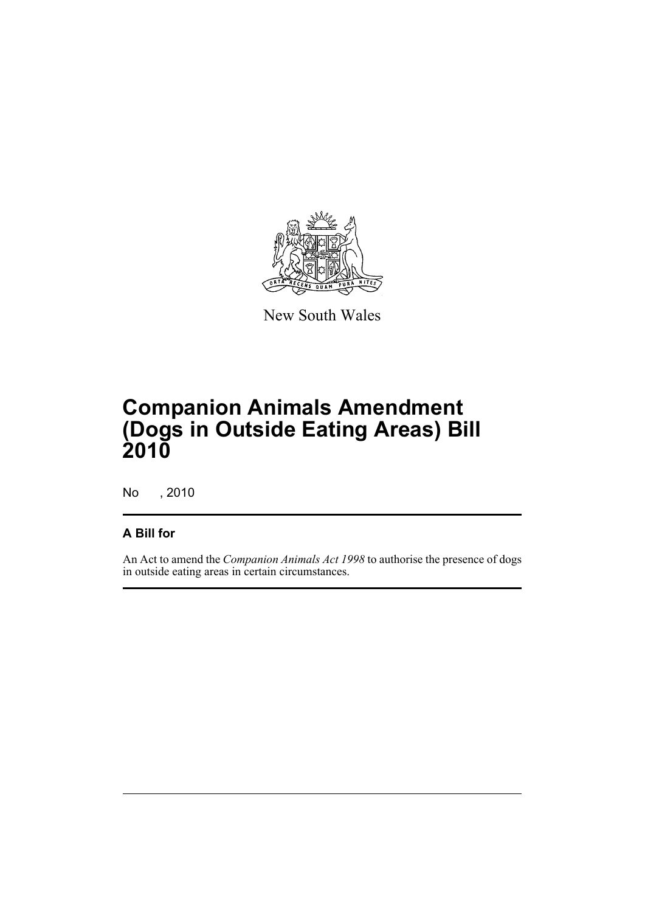New South Wales

# Companion Animals Amendment (Dogs in Outside Eating Areas) Bill 2010

No , 2010

## A Bill for

An Act to amend the *Companion Animals Act 1998* to authorise the presence of dogs in outside eating areas in certain circumstances.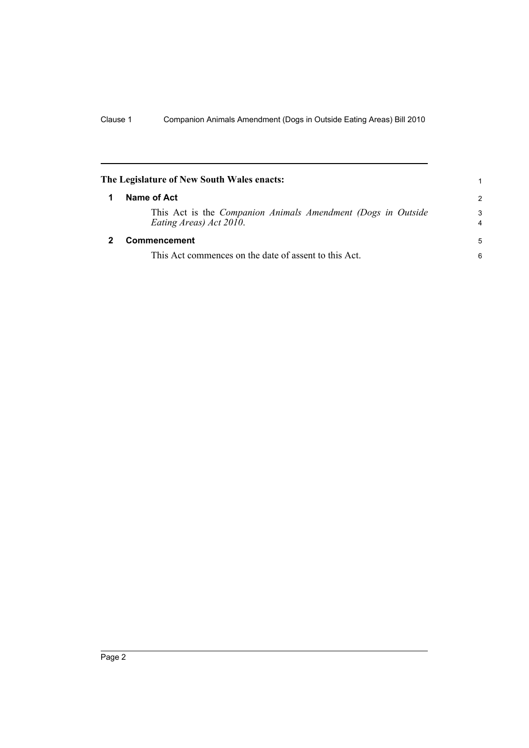**The Legislature of New South Wales enacts:**

## 1 Name of Act

This Act is the *Companion Animals Amendment (Dogs in Outside Eating Areas) Act 2010*.

## 2 Commencement

This Act commences on the date of assent to this Act.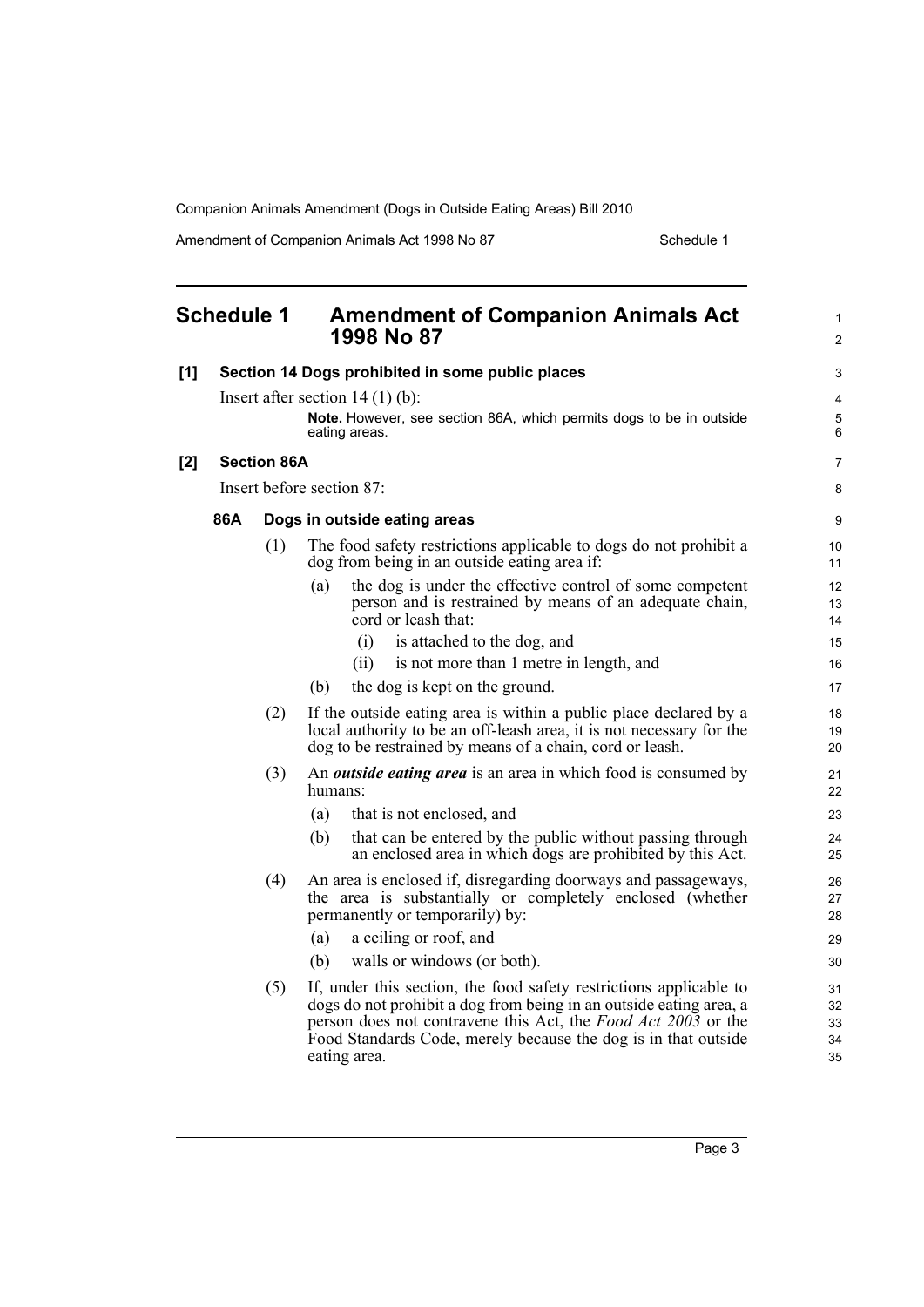# Schedule 1 Amendment of Companion Animals Act 1998 No 87

**[1] Section 14 Dogs prohibited in some public places**

Insert after section 14 (1) (b):

> **Note.** However, see section 86A, which permits dogs to be in outside eating areas.

**[2] Section 86A**

Insert before section 87:

**86A Dogs in outside eating areas**

(1) The food safety restrictions applicable to dogs do not prohibit a dog from being in an outside eating area if:

- (a) the dog is under the effective control of some competent person and is restrained by means of an adequate chain, cord or leash that:
  - (i) is attached to the dog, and
  - (ii) is not more than 1 metre in length, and
- (b) the dog is kept on the ground.

(2) If the outside eating area is within a public place declared by a local authority to be an off-leash area, it is not necessary for the dog to be restrained by means of a chain, cord or leash.

(3) An ***outside eating area*** is an area in which food is consumed by humans:

- (a) that is not enclosed, and
- (b) that can be entered by the public without passing through an enclosed area in which dogs are prohibited by this Act.

(4) An area is enclosed if, disregarding doorways and passageways, the area is substantially or completely enclosed (whether permanently or temporarily) by:

- (a) a ceiling or roof, and
- (b) walls or windows (or both).

(5) If, under this section, the food safety restrictions applicable to dogs do not prohibit a dog from being in an outside eating area, a person does not contravene this Act, the *Food Act 2003* or the Food Standards Code, merely because the dog is in that outside eating area.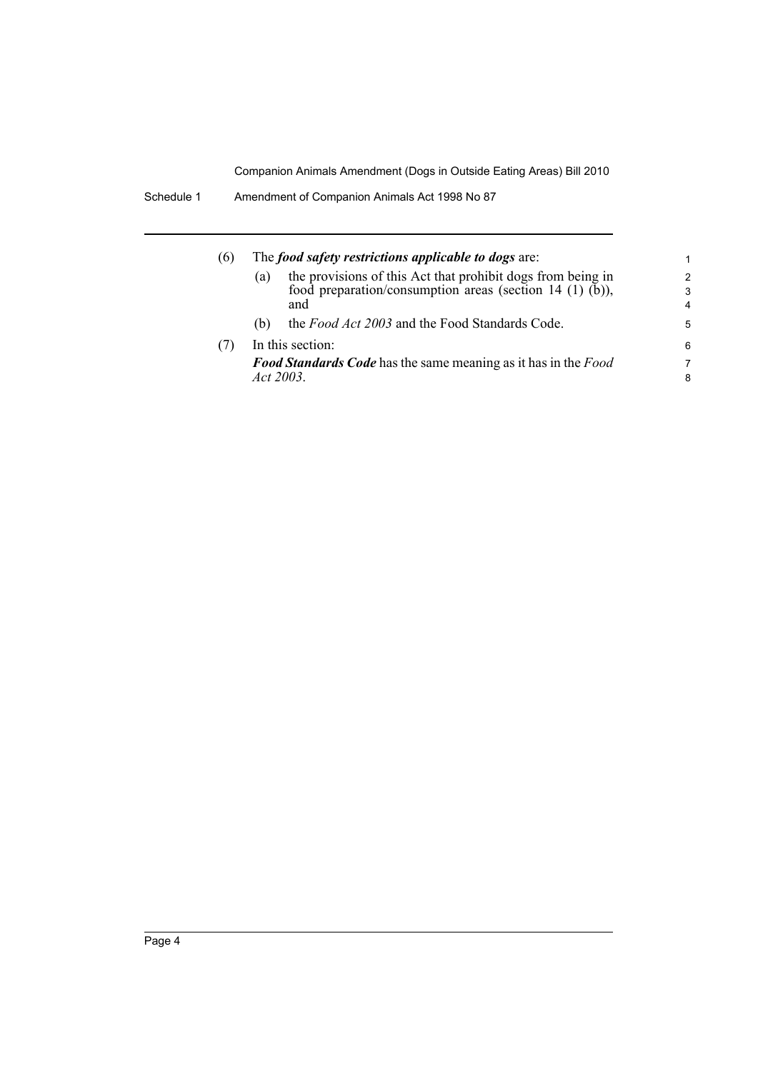(6) The ***food safety restrictions applicable to dogs*** are:

(a) the provisions of this Act that prohibit dogs from being in food preparation/consumption areas (section 14 (1) (b)), and

(b) the *Food Act 2003* and the Food Standards Code.

(7) In this section:

***Food Standards Code*** has the same meaning as it has in the *Food Act 2003*.